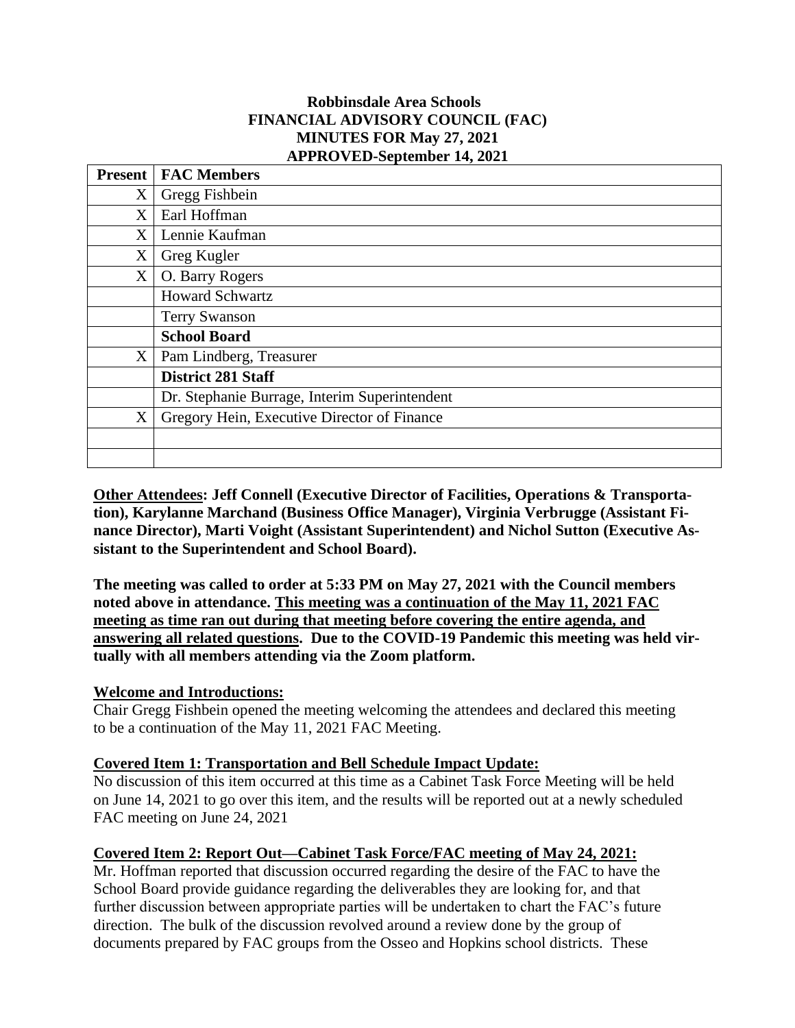# Robbinsdale Area Schools
## FINANCIAL ADVISORY COUNCIL (FAC)
## MINUTES FOR May 27, 2021
## APPROVED-September 14, 2021

| Present | FAC Members |
|---|---|
| X | Gregg Fishbein |
| X | Earl Hoffman |
| X | Lennie Kaufman |
| X | Greg Kugler |
| X | O. Barry Rogers |
| | Howard Schwartz |
| | Terry Swanson |
| | **School Board** |
| X | Pam Lindberg, Treasurer |
| | **District 281 Staff** |
| | Dr. Stephanie Burrage, Interim Superintendent |
| X | Gregory Hein, Executive Director of Finance |
| | |
| | |

**<u>Other Attendees</u>: Jeff Connell (Executive Director of Facilities, Operations & Transportation), Karylanne Marchand (Business Office Manager), Virginia Verbrugge (Assistant Finance Director), Marti Voight (Assistant Superintendent) and Nichol Sutton (Executive Assistant to the Superintendent and School Board).**

**The meeting was called to order at 5:33 PM on May 27, 2021 with the Council members noted above in attendance. <u>This meeting was a continuation of the May 11, 2021 FAC meeting as time ran out during that meeting before covering the entire agenda, and answering all related questions</u>. Due to the COVID-19 Pandemic this meeting was held virtually with all members attending via the Zoom platform.**

**<u>Welcome and Introductions:</u>**

Chair Gregg Fishbein opened the meeting welcoming the attendees and declared this meeting to be a continuation of the May 11, 2021 FAC Meeting.

**<u>Covered Item 1: Transportation and Bell Schedule Impact Update:</u>**

No discussion of this item occurred at this time as a Cabinet Task Force Meeting will be held on June 14, 2021 to go over this item, and the results will be reported out at a newly scheduled FAC meeting on June 24, 2021

**<u>Covered Item 2: Report Out—Cabinet Task Force/FAC meeting of May 24, 2021:</u>**

Mr. Hoffman reported that discussion occurred regarding the desire of the FAC to have the School Board provide guidance regarding the deliverables they are looking for, and that further discussion between appropriate parties will be undertaken to chart the FAC's future direction. The bulk of the discussion revolved around a review done by the group of documents prepared by FAC groups from the Osseo and Hopkins school districts. These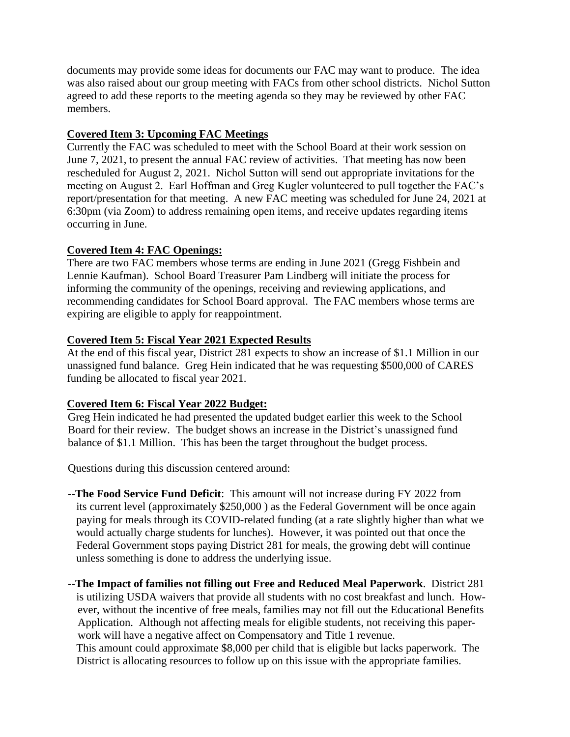documents may provide some ideas for documents our FAC may want to produce. The idea was also raised about our group meeting with FACs from other school districts. Nichol Sutton agreed to add these reports to the meeting agenda so they may be reviewed by other FAC members.

**Covered Item 3: Upcoming FAC Meetings**

Currently the FAC was scheduled to meet with the School Board at their work session on June 7, 2021, to present the annual FAC review of activities. That meeting has now been rescheduled for August 2, 2021. Nichol Sutton will send out appropriate invitations for the meeting on August 2. Earl Hoffman and Greg Kugler volunteered to pull together the FAC's report/presentation for that meeting. A new FAC meeting was scheduled for June 24, 2021 at 6:30pm (via Zoom) to address remaining open items, and receive updates regarding items occurring in June.

**Covered Item 4: FAC Openings:**

There are two FAC members whose terms are ending in June 2021 (Gregg Fishbein and Lennie Kaufman). School Board Treasurer Pam Lindberg will initiate the process for informing the community of the openings, receiving and reviewing applications, and recommending candidates for School Board approval. The FAC members whose terms are expiring are eligible to apply for reappointment.

**Covered Item 5: Fiscal Year 2021 Expected Results**

At the end of this fiscal year, District 281 expects to show an increase of $1.1 Million in our unassigned fund balance. Greg Hein indicated that he was requesting $500,000 of CARES funding be allocated to fiscal year 2021.

**Covered Item 6: Fiscal Year 2022 Budget:**

Greg Hein indicated he had presented the updated budget earlier this week to the School Board for their review. The budget shows an increase in the District's unassigned fund balance of $1.1 Million. This has been the target throughout the budget process.

Questions during this discussion centered around:

--**The Food Service Fund Deficit**: This amount will not increase during FY 2022 from its current level (approximately $250,000 ) as the Federal Government will be once again paying for meals through its COVID-related funding (at a rate slightly higher than what we would actually charge students for lunches). However, it was pointed out that once the Federal Government stops paying District 281 for meals, the growing debt will continue unless something is done to address the underlying issue.

--**The Impact of families not filling out Free and Reduced Meal Paperwork**. District 281 is utilizing USDA waivers that provide all students with no cost breakfast and lunch. However, without the incentive of free meals, families may not fill out the Educational Benefits Application. Although not affecting meals for eligible students, not receiving this paperwork will have a negative affect on Compensatory and Title 1 revenue.
This amount could approximate $8,000 per child that is eligible but lacks paperwork. The District is allocating resources to follow up on this issue with the appropriate families.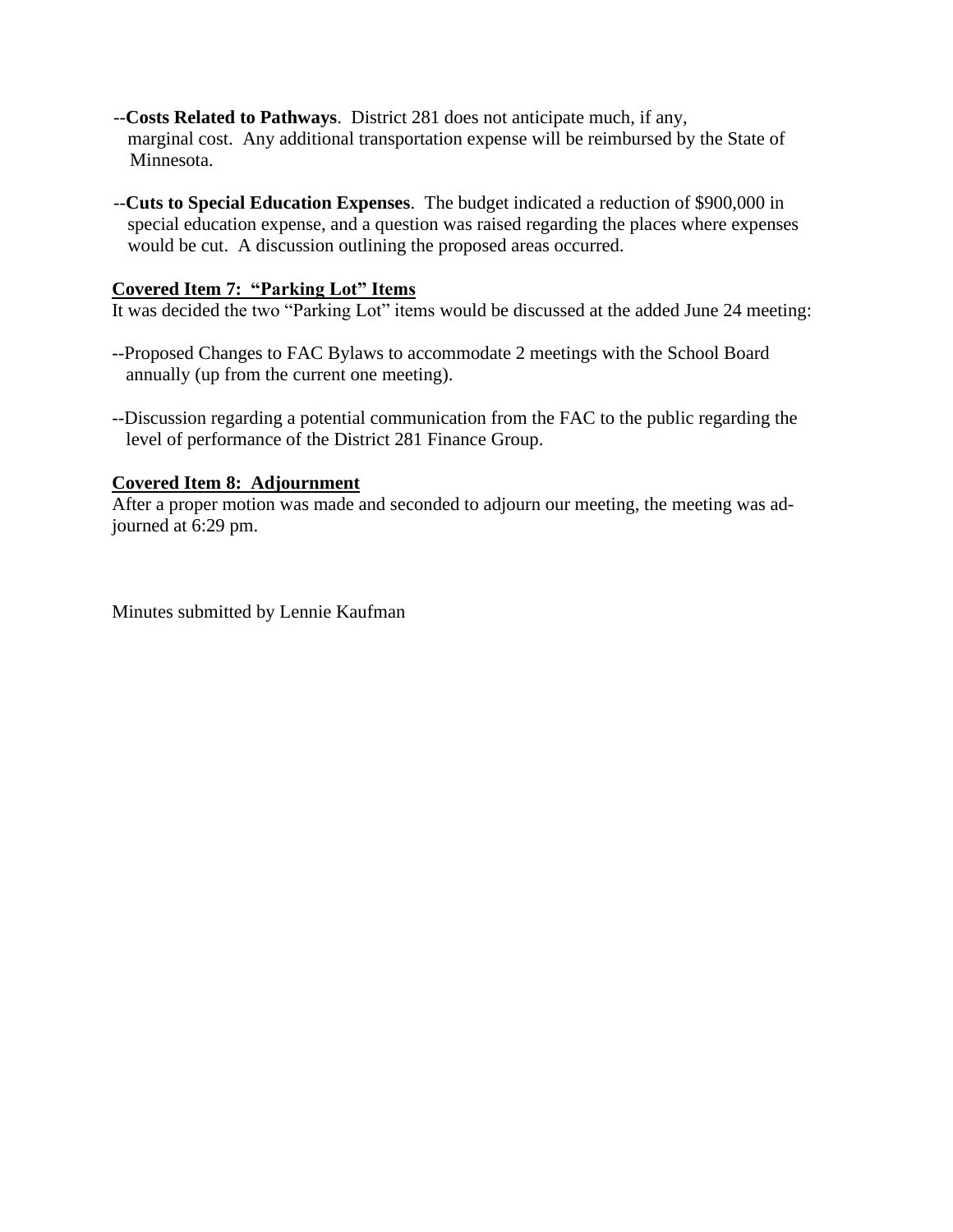--**Costs Related to Pathways**. District 281 does not anticipate much, if any, marginal cost. Any additional transportation expense will be reimbursed by the State of Minnesota.

--**Cuts to Special Education Expenses**. The budget indicated a reduction of $900,000 in special education expense, and a question was raised regarding the places where expenses would be cut. A discussion outlining the proposed areas occurred.

**Covered Item 7: "Parking Lot" Items**

It was decided the two "Parking Lot" items would be discussed at the added June 24 meeting:

--Proposed Changes to FAC Bylaws to accommodate 2 meetings with the School Board annually (up from the current one meeting).

--Discussion regarding a potential communication from the FAC to the public regarding the level of performance of the District 281 Finance Group.

**Covered Item 8: Adjournment**

After a proper motion was made and seconded to adjourn our meeting, the meeting was adjourned at 6:29 pm.

Minutes submitted by Lennie Kaufman